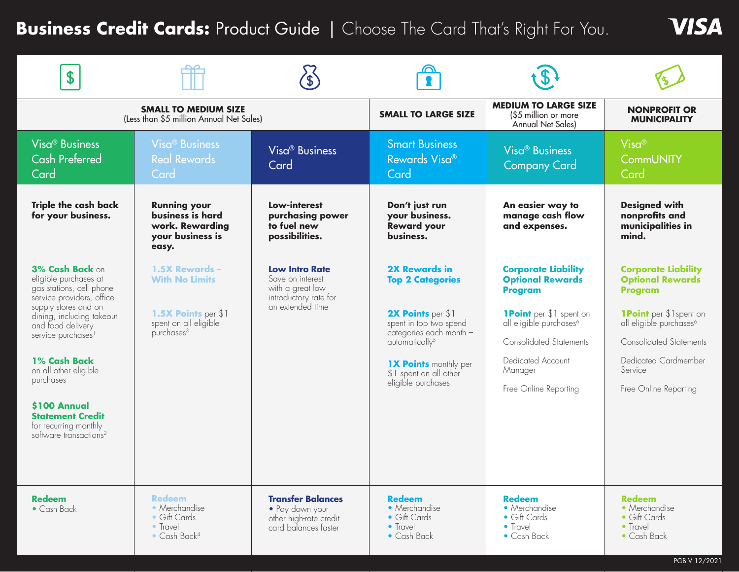# Business Credit Cards: Product Guide | Choose The Card That's Right For You.

| SMALL TO MEDIUM SIZE (Less than $5 million Annual Net Sales) | | | SMALL TO LARGE SIZE | MEDIUM TO LARGE SIZE ($5 million or more Annual Net Sales) | NONPROFIT OR MUNICIPALITY |
|---|---|---|---|---|---|
| Visa® Business Cash Preferred Card | Visa® Business Real Rewards Card | Visa® Business Card | Smart Business Rewards Visa® Card | Visa® Business Company Card | Visa® CommUNITY Card |
| **Triple the cash back for your business.** | **Running your business is hard work. Rewarding your business is easy.** | **Low-interest purchasing power to fuel new possibilities.** | **Don't just run your business. Reward your business.** | **An easier way to manage cash flow and expenses.** | **Designed with nonprofits and municipalities in mind.** |
| **3% Cash Back** on eligible purchases at gas stations, cell phone service providers, office supply stores and on dining, including takeout and food delivery service purchases[1]<br><br>**1% Cash Back** on all other eligible purchases<br><br>**$100 Annual Statement Credit** for recurring monthly software transactions[2] | **1.5X Rewards – With No Limits**<br><br>**1.5X Points** per $1 spent on all eligible purchases[3] | **Low Intro Rate** Save on interest with a great low introductory rate for an extended time | **2X Rewards in Top 2 Categories**<br><br>**2X Points** per $1 spent in top two spend categories each month – automatically[5]<br><br>**1X Points** monthly per $1 spent on all other eligible purchases | **Corporate Liability Optional Rewards Program**<br><br>**1Point** per $1 spent on all eligible purchases[6]<br><br>Consolidated Statements<br><br>Dedicated Account Manager<br><br>Free Online Reporting | **Corporate Liability Optional Rewards Program**<br><br>**1Point** per $1spent on all eligible purchases[6]<br><br>Consolidated Statements<br><br>Dedicated Cardmember Service<br><br>Free Online Reporting |
| **Redeem**<br>• Cash Back | **Redeem**<br>• Merchandise<br>• Gift Cards<br>• Travel<br>• Cash Back[4] | **Transfer Balances**<br>• Pay down your other high-rate credit card balances faster | **Redeem**<br>• Merchandise<br>• Gift Cards<br>• Travel<br>• Cash Back | **Redeem**<br>• Merchandise<br>• Gift Cards<br>• Travel<br>• Cash Back | **Redeem**<br>• Merchandise<br>• Gift Cards<br>• Travel<br>• Cash Back |

PGB V 12/2021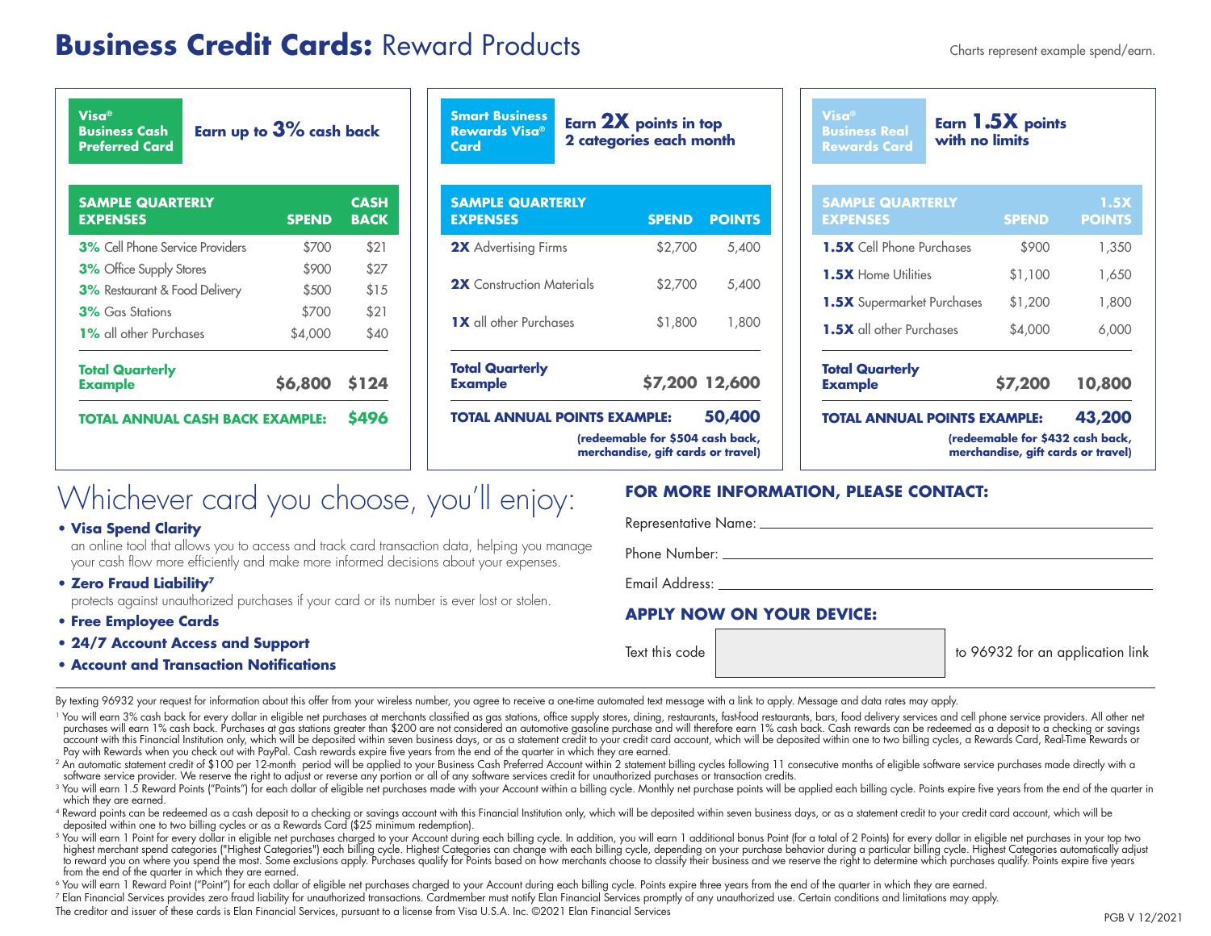# **Business Credit Cards:** Reward Products

Charts represent example spend/earn.

## Visa® Business Cash Preferred Card

**Earn up to 3% cash back**

| SAMPLE QUARTERLY EXPENSES | SPEND | CASH BACK |
|---|---|---|
| **3%** Cell Phone Service Providers | $700 | $21 |
| **3%** Office Supply Stores | $900 | $27 |
| **3%** Restaurant & Food Delivery | $500 | $15 |
| **3%** Gas Stations | $700 | $21 |
| **1%** all other Purchases | $4,000 | $40 |
| **Total Quarterly Example** | **$6,800** | **$124** |
| **TOTAL ANNUAL CASH BACK EXAMPLE:** | | **$496** |

## Smart Business Rewards Visa® Card

**Earn 2X points in top 2 categories each month**

| SAMPLE QUARTERLY EXPENSES | SPEND | POINTS |
|---|---|---|
| **2X** Advertising Firms | $2,700 | 5,400 |
| **2X** Construction Materials | $2,700 | 5,400 |
| **1X** all other Purchases | $1,800 | 1,800 |
| **Total Quarterly Example** | **$7,200** | **12,600** |
| **TOTAL ANNUAL POINTS EXAMPLE:** | | **50,400** |

**(redeemable for $504 cash back, merchandise, gift cards or travel)**

## Visa® Business Real Rewards Card

**Earn 1.5X points with no limits**

| SAMPLE QUARTERLY EXPENSES | SPEND | 1.5X POINTS |
|---|---|---|
| **1.5X** Cell Phone Purchases | $900 | 1,350 |
| **1.5X** Home Utilities | $1,100 | 1,650 |
| **1.5X** Supermarket Purchases | $1,200 | 1,800 |
| **1.5X** all other Purchases | $4,000 | 6,000 |
| **Total Quarterly Example** | **$7,200** | **10,800** |
| **TOTAL ANNUAL POINTS EXAMPLE:** | | **43,200** |

**(redeemable for $432 cash back, merchandise, gift cards or travel)**

## Whichever card you choose, you'll enjoy:

- **Visa Spend Clarity**
  an online tool that allows you to access and track card transaction data, helping you manage your cash flow more efficiently and make more informed decisions about your expenses.
- **Zero Fraud Liability**[7]
  protects against unauthorized purchases if your card or its number is ever lost or stolen.
- **Free Employee Cards**
- **24/7 Account Access and Support**
- **Account and Transaction Notifications**

## FOR MORE INFORMATION, PLEASE CONTACT:

Representative Name: ____________________

Phone Number: ____________________

Email Address: ____________________

## APPLY NOW ON YOUR DEVICE:

Text this code [          ] to 96932 for an application link

By texting 96932 your request for information about this offer from your wireless number, you agree to receive a one-time automated text message with a link to apply. Message and data rates may apply.

[1] You will earn 3% cash back for every dollar in eligible net purchases at merchants classified as gas stations, office supply stores, dining, restaurants, fast-food restaurants, bars, food delivery services and cell phone service providers. All other net purchases will earn 1% cash back. Purchases at gas stations greater than $200 are not considered an automotive gasoline purchase and will therefore earn 1% cash back. Cash rewards can be redeemed as a deposit to a checking or savings account with this Financial Institution only, which will be deposited within seven business days, or as a statement credit to your credit card account, which will be deposited within one to two billing cycles, a Rewards Card, Real-Time Rewards or Pay with Rewards when you check out with PayPal. Cash rewards expire five years from the end of the quarter in which they are earned.

[2] An automatic statement credit of $100 per 12-month period will be applied to your Business Cash Preferred Account within 2 statement billing cycles following 11 consecutive months of eligible software service purchases made directly with a software service provider. We reserve the right to adjust or reverse any portion or all of any software services credit for unauthorized purchases or transaction credits.

[3] You will earn 1.5 Reward Points ("Points") for each dollar of eligible net purchases made with your Account within a billing cycle. Monthly net purchase points will be applied each billing cycle. Points expire five years from the end of the quarter in which they are earned.

[4] Reward points can be redeemed as a cash deposit to a checking or savings account with this Financial Institution only, which will be deposited within seven business days, or as a statement credit to your credit card account, which will be deposited within one to two billing cycles or as a Rewards Card ($25 minimum redemption).

[5] You will earn 1 Point for every dollar in eligible net purchases charged to your Account during each billing cycle. In addition, you will earn 1 additional bonus Point (for a total of 2 Points) for every dollar in eligible net purchases in your top two highest merchant spend categories ("Highest Categories") each billing cycle. Highest Categories can change with each billing cycle, depending on your purchase behavior during a particular billing cycle. Highest Categories automatically adjust to reward you on where you spend the most. Some exclusions apply. Purchases qualify for Points based on how merchants choose to classify their business and we reserve the right to determine which purchases qualify. Points expire five years from the end of the quarter in which they are earned.

[6] You will earn 1 Reward Point ("Point") for each dollar of eligible net purchases charged to your Account during each billing cycle. Points expire three years from the end of the quarter in which they are earned.

[7] Elan Financial Services provides zero fraud liability for unauthorized transactions. Cardmember must notify Elan Financial Services promptly of any unauthorized use. Certain conditions and limitations may apply.

The creditor and issuer of these cards is Elan Financial Services, pursuant to a license from Visa U.S.A. Inc. ©2021 Elan Financial Services

PGB V 12/2021